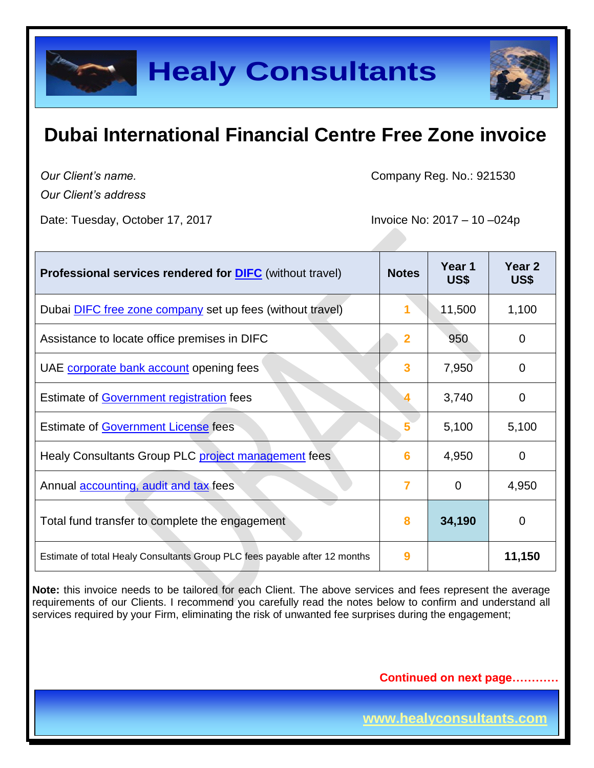# Healy Consultants

## Dubai International Financial Centre Free Zone invoice

*Our Client's name.* Company Reg. No.: 921530

*Our Client's address*

Date: Tuesday, October 17, 2017 Invoice No: 2017 – 10 –024p

| **Professional services rendered for DIFC (without travel)** | **Notes** | **Year 1 US$** | **Year 2 US$** |
|---|---|---|---|
| Dubai DIFC free zone company set up fees (without travel) | 1 | 11,500 | 1,100 |
| Assistance to locate office premises in DIFC | 2 | 950 | 0 |
| UAE corporate bank account opening fees | 3 | 7,950 | 0 |
| Estimate of Government registration fees | 4 | 3,740 | 0 |
| Estimate of Government License fees | 5 | 5,100 | 5,100 |
| Healy Consultants Group PLC project management fees | 6 | 4,950 | 0 |
| Annual accounting, audit and tax fees | 7 | 0 | 4,950 |
| Total fund transfer to complete the engagement | 8 | **34,190** | 0 |
| Estimate of total Healy Consultants Group PLC fees payable after 12 months | 9 | | **11,150** |

**Note:** this invoice needs to be tailored for each Client. The above services and fees represent the average requirements of our Clients. I recommend you carefully read the notes below to confirm and understand all services required by your Firm, eliminating the risk of unwanted fee surprises during the engagement;

**Continued on next page…………**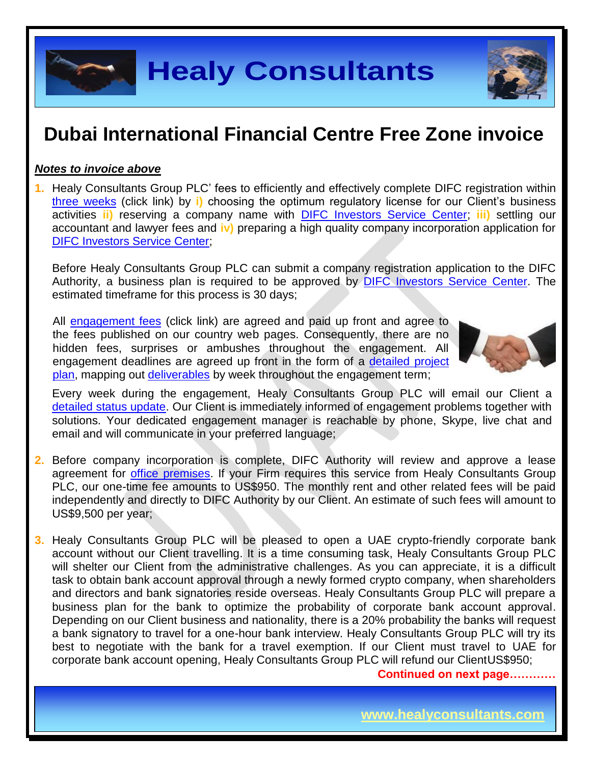# Dubai International Financial Centre Free Zone invoice

***Notes to invoice above***

1. Healy Consultants Group PLC' fees to efficiently and effectively complete DIFC registration within three weeks (click link) by **i)** choosing the optimum regulatory license for our Client's business activities **ii)** reserving a company name with DIFC Investors Service Center; **iii)** settling our accountant and lawyer fees and **iv)** preparing a high quality company incorporation application for DIFC Investors Service Center;

   Before Healy Consultants Group PLC can submit a company registration application to the DIFC Authority, a business plan is required to be approved by DIFC Investors Service Center. The estimated timeframe for this process is 30 days;

   All engagement fees (click link) are agreed and paid up front and agree to the fees published on our country web pages. Consequently, there are no hidden fees, surprises or ambushes throughout the engagement. All engagement deadlines are agreed up front in the form of a detailed project plan, mapping out deliverables by week throughout the engagement term;

   Every week during the engagement, Healy Consultants Group PLC will email our Client a detailed status update. Our Client is immediately informed of engagement problems together with solutions. Your dedicated engagement manager is reachable by phone, Skype, live chat and email and will communicate in your preferred language;

2. Before company incorporation is complete, DIFC Authority will review and approve a lease agreement for office premises. If your Firm requires this service from Healy Consultants Group PLC, our one-time fee amounts to US$950. The monthly rent and other related fees will be paid independently and directly to DIFC Authority by our Client. An estimate of such fees will amount to US$9,500 per year;

3. Healy Consultants Group PLC will be pleased to open a UAE crypto-friendly corporate bank account without our Client travelling. It is a time consuming task, Healy Consultants Group PLC will shelter our Client from the administrative challenges. As you can appreciate, it is a difficult task to obtain bank account approval through a newly formed crypto company, when shareholders and directors and bank signatories reside overseas. Healy Consultants Group PLC will prepare a business plan for the bank to optimize the probability of corporate bank account approval. Depending on our Client business and nationality, there is a 20% probability the banks will request a bank signatory to travel for a one-hour bank interview. Healy Consultants Group PLC will try its best to negotiate with the bank for a travel exemption. If our Client must travel to UAE for corporate bank account opening, Healy Consultants Group PLC will refund our ClientUS$950;

**Continued on next page…………**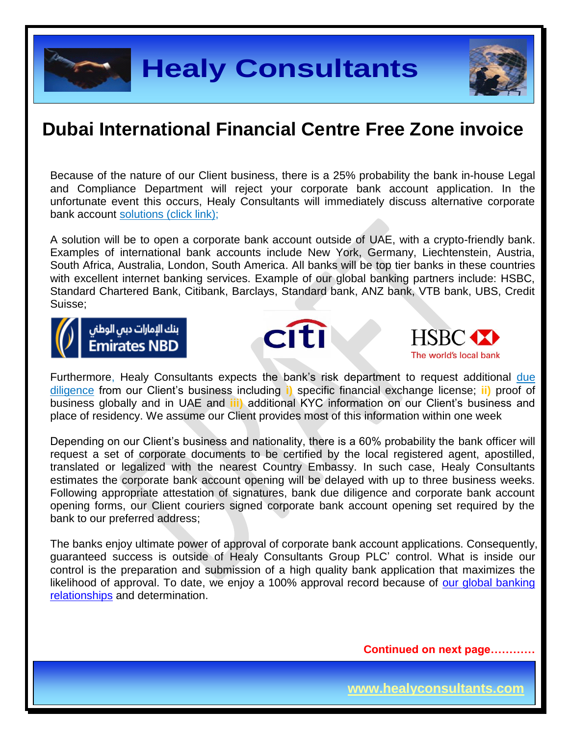# Dubai International Financial Centre Free Zone invoice

Because of the nature of our Client business, there is a 25% probability the bank in-house Legal and Compliance Department will reject your corporate bank account application. In the unfortunate event this occurs, Healy Consultants will immediately discuss alternative corporate bank account solutions (click link);

A solution will be to open a corporate bank account outside of UAE, with a crypto-friendly bank. Examples of international bank accounts include New York, Germany, Liechtenstein, Austria, South Africa, Australia, London, South America. All banks will be top tier banks in these countries with excellent internet banking services. Example of our global banking partners include: HSBC, Standard Chartered Bank, Citibank, Barclays, Standard bank, ANZ bank, VTB bank, UBS, Credit Suisse;

Furthermore, Healy Consultants expects the bank's risk department to request additional due diligence from our Client's business including i) specific financial exchange license; ii) proof of business globally and in UAE and iii) additional KYC information on our Client's business and place of residency. We assume our Client provides most of this information within one week

Depending on our Client's business and nationality, there is a 60% probability the bank officer will request a set of corporate documents to be certified by the local registered agent, apostilled, translated or legalized with the nearest Country Embassy. In such case, Healy Consultants estimates the corporate bank account opening will be delayed with up to three business weeks. Following appropriate attestation of signatures, bank due diligence and corporate bank account opening forms, our Client couriers signed corporate bank account opening set required by the bank to our preferred address;

The banks enjoy ultimate power of approval of corporate bank account applications. Consequently, guaranteed success is outside of Healy Consultants Group PLC' control. What is inside our control is the preparation and submission of a high quality bank application that maximizes the likelihood of approval. To date, we enjoy a 100% approval record because of our global banking relationships and determination.

**Continued on next page…………**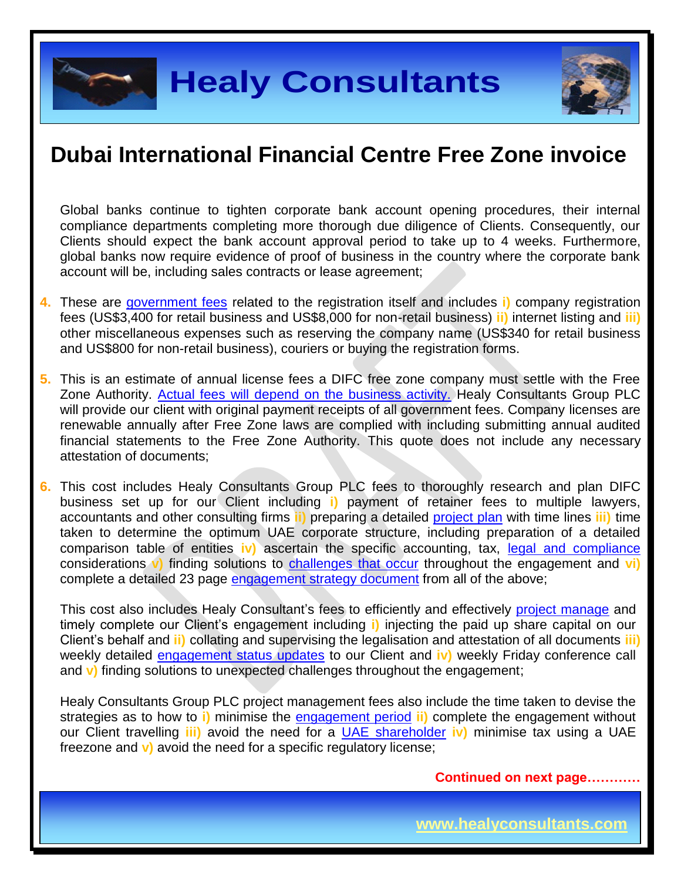# Dubai International Financial Centre Free Zone invoice

Global banks continue to tighten corporate bank account opening procedures, their internal compliance departments completing more thorough due diligence of Clients. Consequently, our Clients should expect the bank account approval period to take up to 4 weeks. Furthermore, global banks now require evidence of proof of business in the country where the corporate bank account will be, including sales contracts or lease agreement;

4. These are government fees related to the registration itself and includes i) company registration fees (US$3,400 for retail business and US$8,000 for non-retail business) ii) internet listing and iii) other miscellaneous expenses such as reserving the company name (US$340 for retail business and US$800 for non-retail business), couriers or buying the registration forms.

5. This is an estimate of annual license fees a DIFC free zone company must settle with the Free Zone Authority. Actual fees will depend on the business activity. Healy Consultants Group PLC will provide our client with original payment receipts of all government fees. Company licenses are renewable annually after Free Zone laws are complied with including submitting annual audited financial statements to the Free Zone Authority. This quote does not include any necessary attestation of documents;

6. This cost includes Healy Consultants Group PLC fees to thoroughly research and plan DIFC business set up for our Client including i) payment of retainer fees to multiple lawyers, accountants and other consulting firms ii) preparing a detailed project plan with time lines iii) time taken to determine the optimum UAE corporate structure, including preparation of a detailed comparison table of entities iv) ascertain the specific accounting, tax, legal and compliance considerations v) finding solutions to challenges that occur throughout the engagement and vi) complete a detailed 23 page engagement strategy document from all of the above;

   This cost also includes Healy Consultant's fees to efficiently and effectively project manage and timely complete our Client's engagement including i) injecting the paid up share capital on our Client's behalf and ii) collating and supervising the legalisation and attestation of all documents iii) weekly detailed engagement status updates to our Client and iv) weekly Friday conference call and v) finding solutions to unexpected challenges throughout the engagement;

   Healy Consultants Group PLC project management fees also include the time taken to devise the strategies as to how to i) minimise the engagement period ii) complete the engagement without our Client travelling iii) avoid the need for a UAE shareholder iv) minimise tax using a UAE freezone and v) avoid the need for a specific regulatory license;

**Continued on next page…………**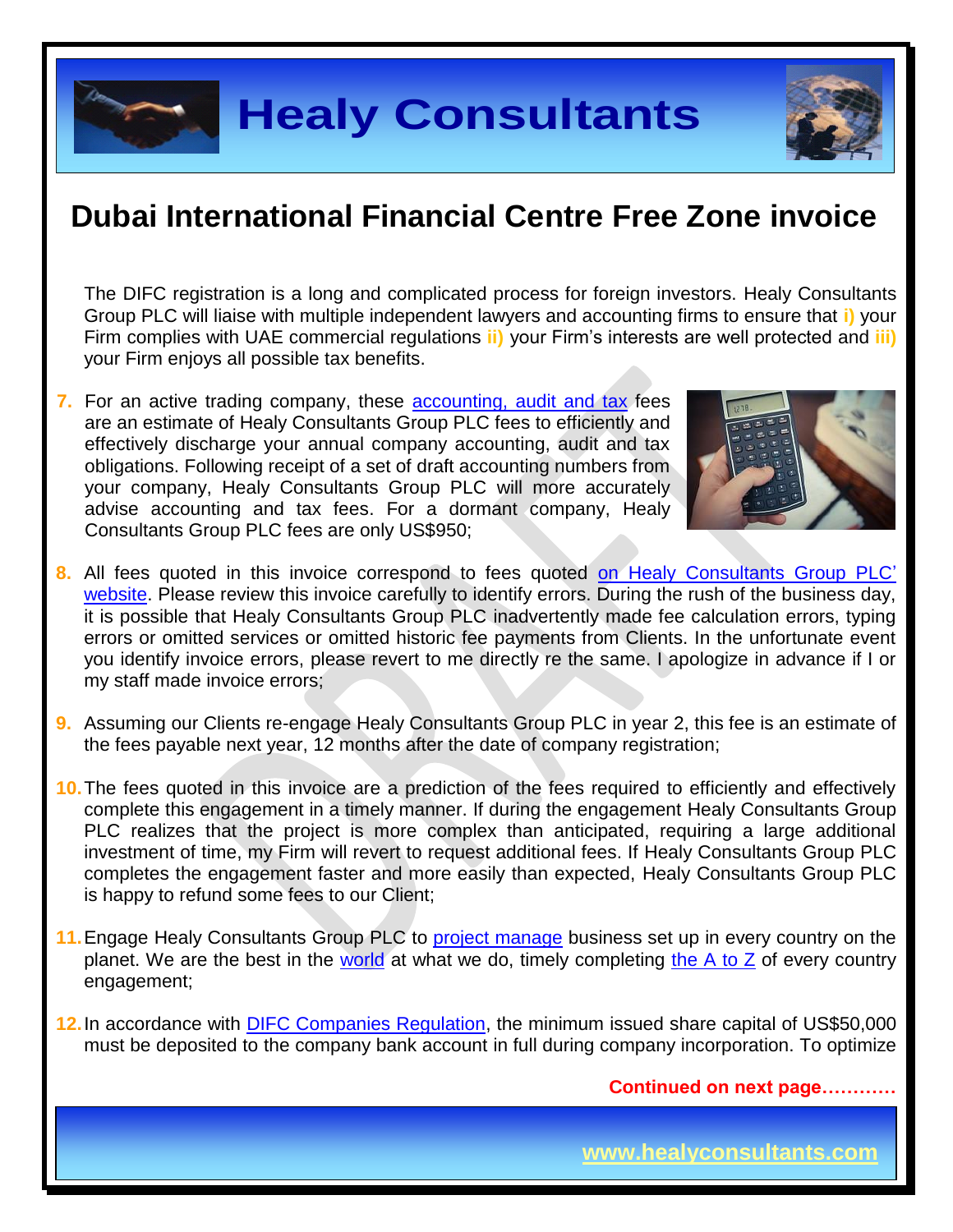# Dubai International Financial Centre Free Zone invoice

The DIFC registration is a long and complicated process for foreign investors. Healy Consultants Group PLC will liaise with multiple independent lawyers and accounting firms to ensure that **i)** your Firm complies with UAE commercial regulations **ii)** your Firm's interests are well protected and **iii)** your Firm enjoys all possible tax benefits.

7. For an active trading company, these accounting, audit and tax fees are an estimate of Healy Consultants Group PLC fees to efficiently and effectively discharge your annual company accounting, audit and tax obligations. Following receipt of a set of draft accounting numbers from your company, Healy Consultants Group PLC will more accurately advise accounting and tax fees. For a dormant company, Healy Consultants Group PLC fees are only US$950;

8. All fees quoted in this invoice correspond to fees quoted on Healy Consultants Group PLC' website. Please review this invoice carefully to identify errors. During the rush of the business day, it is possible that Healy Consultants Group PLC inadvertently made fee calculation errors, typing errors or omitted services or omitted historic fee payments from Clients. In the unfortunate event you identify invoice errors, please revert to me directly re the same. I apologize in advance if I or my staff made invoice errors;

9. Assuming our Clients re-engage Healy Consultants Group PLC in year 2, this fee is an estimate of the fees payable next year, 12 months after the date of company registration;

10. The fees quoted in this invoice are a prediction of the fees required to efficiently and effectively complete this engagement in a timely manner. If during the engagement Healy Consultants Group PLC realizes that the project is more complex than anticipated, requiring a large additional investment of time, my Firm will revert to request additional fees. If Healy Consultants Group PLC completes the engagement faster and more easily than expected, Healy Consultants Group PLC is happy to refund some fees to our Client;

11. Engage Healy Consultants Group PLC to project manage business set up in every country on the planet. We are the best in the world at what we do, timely completing the A to Z of every country engagement;

12. In accordance with DIFC Companies Regulation, the minimum issued share capital of US$50,000 must be deposited to the company bank account in full during company incorporation. To optimize

**Continued on next page…………**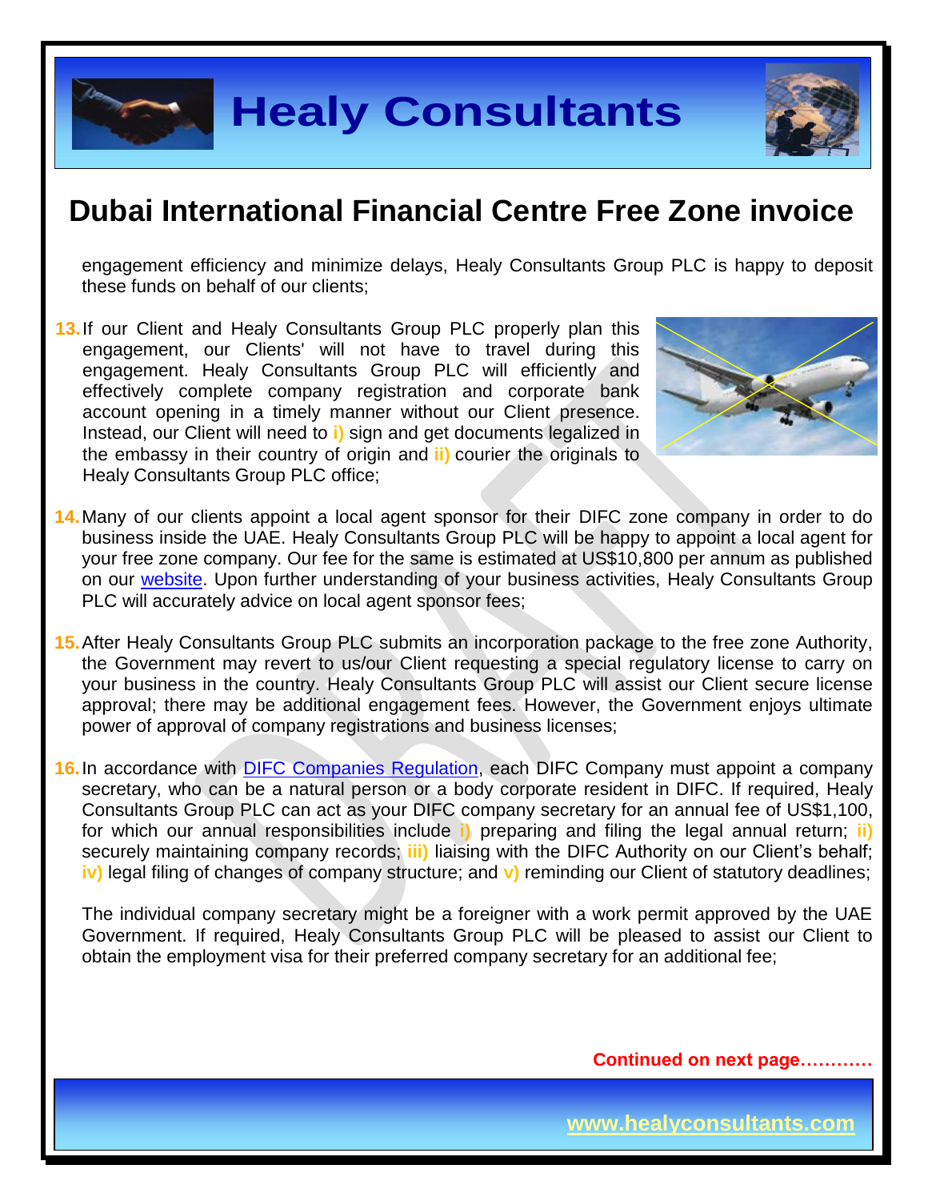# Dubai International Financial Centre Free Zone invoice

engagement efficiency and minimize delays, Healy Consultants Group PLC is happy to deposit these funds on behalf of our clients;

13. If our Client and Healy Consultants Group PLC properly plan this engagement, our Clients' will not have to travel during this engagement. Healy Consultants Group PLC will efficiently and effectively complete company registration and corporate bank account opening in a timely manner without our Client presence. Instead, our Client will need to **i)** sign and get documents legalized in the embassy in their country of origin and **ii)** courier the originals to Healy Consultants Group PLC office;

14. Many of our clients appoint a local agent sponsor for their DIFC zone company in order to do business inside the UAE. Healy Consultants Group PLC will be happy to appoint a local agent for your free zone company. Our fee for the same is estimated at US$10,800 per annum as published on our website. Upon further understanding of your business activities, Healy Consultants Group PLC will accurately advice on local agent sponsor fees;

15. After Healy Consultants Group PLC submits an incorporation package to the free zone Authority, the Government may revert to us/our Client requesting a special regulatory license to carry on your business in the country. Healy Consultants Group PLC will assist our Client secure license approval; there may be additional engagement fees. However, the Government enjoys ultimate power of approval of company registrations and business licenses;

16. In accordance with DIFC Companies Regulation, each DIFC Company must appoint a company secretary, who can be a natural person or a body corporate resident in DIFC. If required, Healy Consultants Group PLC can act as your DIFC company secretary for an annual fee of US$1,100, for which our annual responsibilities include **i)** preparing and filing the legal annual return; **ii)** securely maintaining company records; **iii)** liaising with the DIFC Authority on our Client's behalf; **iv)** legal filing of changes of company structure; and **v)** reminding our Client of statutory deadlines;

    The individual company secretary might be a foreigner with a work permit approved by the UAE Government. If required, Healy Consultants Group PLC will be pleased to assist our Client to obtain the employment visa for their preferred company secretary for an additional fee;

**Continued on next page…………**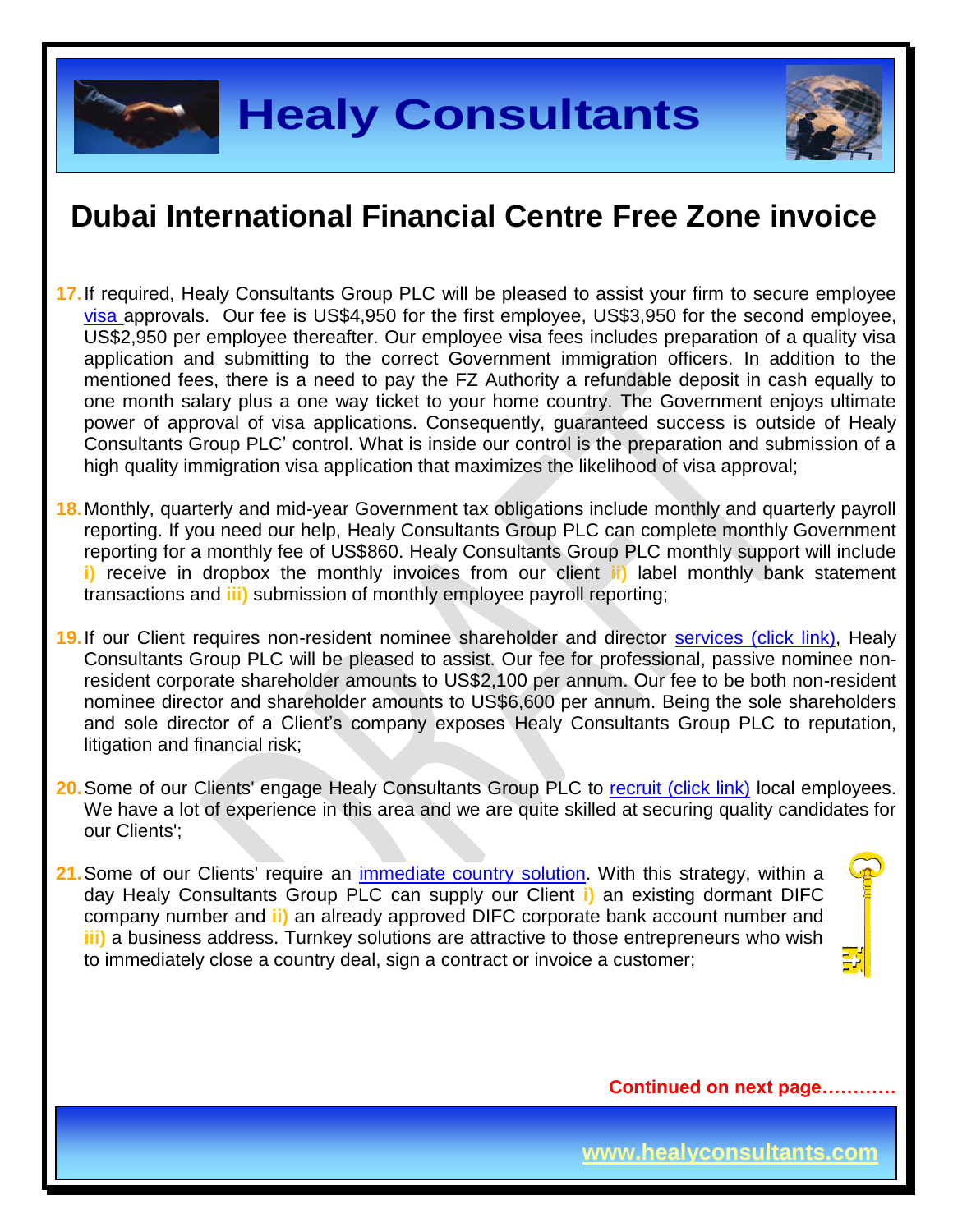# Dubai International Financial Centre Free Zone invoice

17. If required, Healy Consultants Group PLC will be pleased to assist your firm to secure employee visa approvals. Our fee is US$4,950 for the first employee, US$3,950 for the second employee, US$2,950 per employee thereafter. Our employee visa fees includes preparation of a quality visa application and submitting to the correct Government immigration officers. In addition to the mentioned fees, there is a need to pay the FZ Authority a refundable deposit in cash equally to one month salary plus a one way ticket to your home country. The Government enjoys ultimate power of approval of visa applications. Consequently, guaranteed success is outside of Healy Consultants Group PLC' control. What is inside our control is the preparation and submission of a high quality immigration visa application that maximizes the likelihood of visa approval;

18. Monthly, quarterly and mid-year Government tax obligations include monthly and quarterly payroll reporting. If you need our help, Healy Consultants Group PLC can complete monthly Government reporting for a monthly fee of US$860. Healy Consultants Group PLC monthly support will include **i)** receive in dropbox the monthly invoices from our client **ii)** label monthly bank statement transactions and **iii)** submission of monthly employee payroll reporting;

19. If our Client requires non-resident nominee shareholder and director services (click link), Healy Consultants Group PLC will be pleased to assist. Our fee for professional, passive nominee non-resident corporate shareholder amounts to US$2,100 per annum. Our fee to be both non-resident nominee director and shareholder amounts to US$6,600 per annum. Being the sole shareholders and sole director of a Client's company exposes Healy Consultants Group PLC to reputation, litigation and financial risk;

20. Some of our Clients' engage Healy Consultants Group PLC to recruit (click link) local employees. We have a lot of experience in this area and we are quite skilled at securing quality candidates for our Clients';

21. Some of our Clients' require an immediate country solution. With this strategy, within a day Healy Consultants Group PLC can supply our Client **i)** an existing dormant DIFC company number and **ii)** an already approved DIFC corporate bank account number and **iii)** a business address. Turnkey solutions are attractive to those entrepreneurs who wish to immediately close a country deal, sign a contract or invoice a customer;

**Continued on next page…………**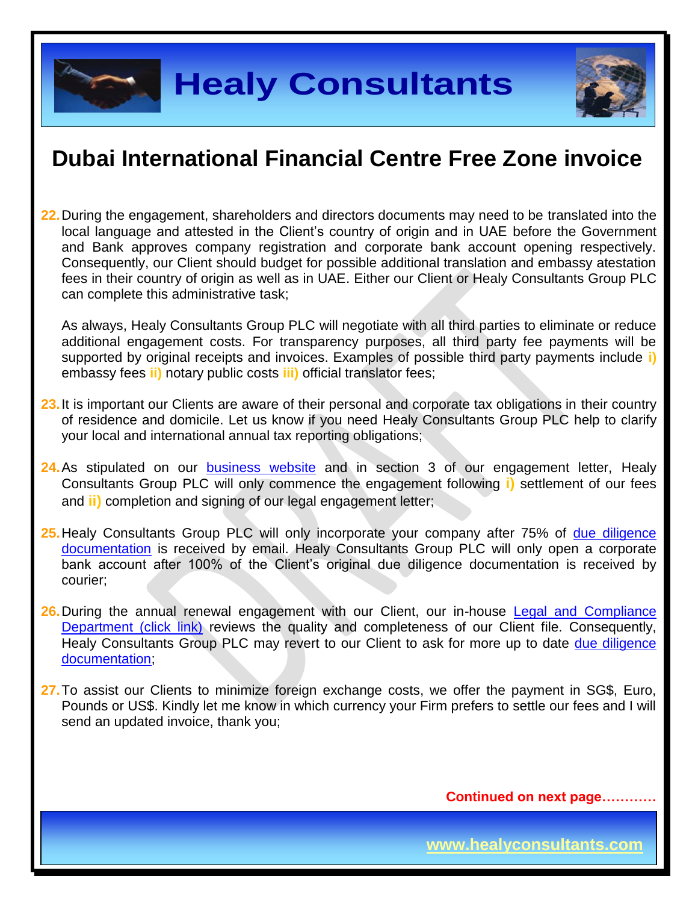## Dubai International Financial Centre Free Zone invoice

22. During the engagement, shareholders and directors documents may need to be translated into the local language and attested in the Client's country of origin and in UAE before the Government and Bank approves company registration and corporate bank account opening respectively. Consequently, our Client should budget for possible additional translation and embassy atestation fees in their country of origin as well as in UAE. Either our Client or Healy Consultants Group PLC can complete this administrative task;

    As always, Healy Consultants Group PLC will negotiate with all third parties to eliminate or reduce additional engagement costs. For transparency purposes, all third party fee payments will be supported by original receipts and invoices. Examples of possible third party payments include **i)** embassy fees **ii)** notary public costs **iii)** official translator fees;

23. It is important our Clients are aware of their personal and corporate tax obligations in their country of residence and domicile. Let us know if you need Healy Consultants Group PLC help to clarify your local and international annual tax reporting obligations;

24. As stipulated on our business website and in section 3 of our engagement letter, Healy Consultants Group PLC will only commence the engagement following **i)** settlement of our fees and **ii)** completion and signing of our legal engagement letter;

25. Healy Consultants Group PLC will only incorporate your company after 75% of due diligence documentation is received by email. Healy Consultants Group PLC will only open a corporate bank account after 100% of the Client's original due diligence documentation is received by courier;

26. During the annual renewal engagement with our Client, our in-house Legal and Compliance Department (click link) reviews the quality and completeness of our Client file. Consequently, Healy Consultants Group PLC may revert to our Client to ask for more up to date due diligence documentation;

27. To assist our Clients to minimize foreign exchange costs, we offer the payment in SG$, Euro, Pounds or US$. Kindly let me know in which currency your Firm prefers to settle our fees and I will send an updated invoice, thank you;

**Continued on next page…………**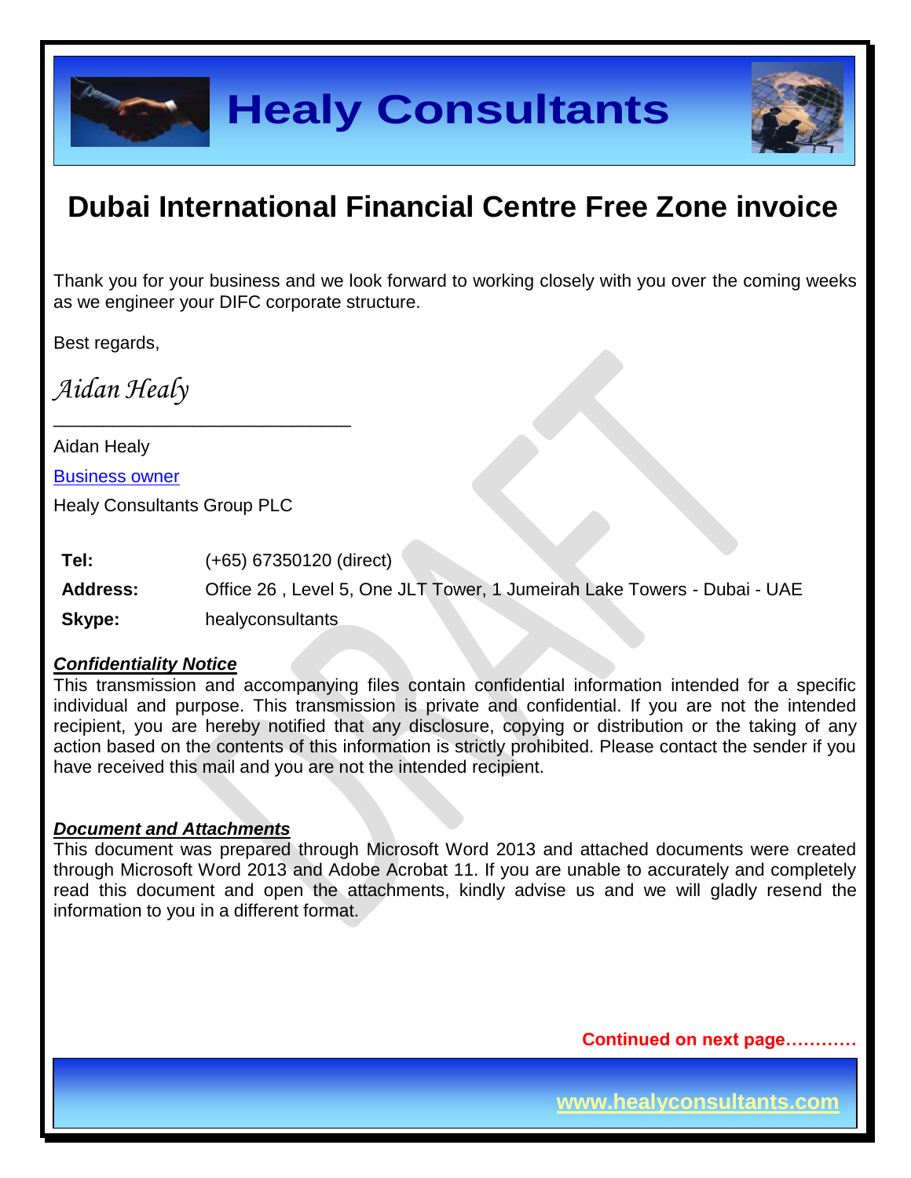# Dubai International Financial Centre Free Zone invoice

Thank you for your business and we look forward to working closely with you over the coming weeks as we engineer your DIFC corporate structure.

Best regards,

*Aidan Healy*

\_\_\_\_\_\_\_\_\_\_\_\_\_\_\_\_\_\_\_\_\_\_\_\_\_\_\_\_\_\_

Aidan Healy

Business owner

Healy Consultants Group PLC

| | |
|---|---|
| **Tel:** | (+65) 67350120 (direct) |
| **Address:** | Office 26 , Level 5, One JLT Tower, 1 Jumeirah Lake Towers - Dubai - UAE |
| **Skype:** | healyconsultants |

***Confidentiality Notice***

This transmission and accompanying files contain confidential information intended for a specific individual and purpose. This transmission is private and confidential. If you are not the intended recipient, you are hereby notified that any disclosure, copying or distribution or the taking of any action based on the contents of this information is strictly prohibited. Please contact the sender if you have received this mail and you are not the intended recipient.

***Document and Attachments***

This document was prepared through Microsoft Word 2013 and attached documents were created through Microsoft Word 2013 and Adobe Acrobat 11. If you are unable to accurately and completely read this document and open the attachments, kindly advise us and we will gladly resend the information to you in a different format.

**Continued on next page…………**